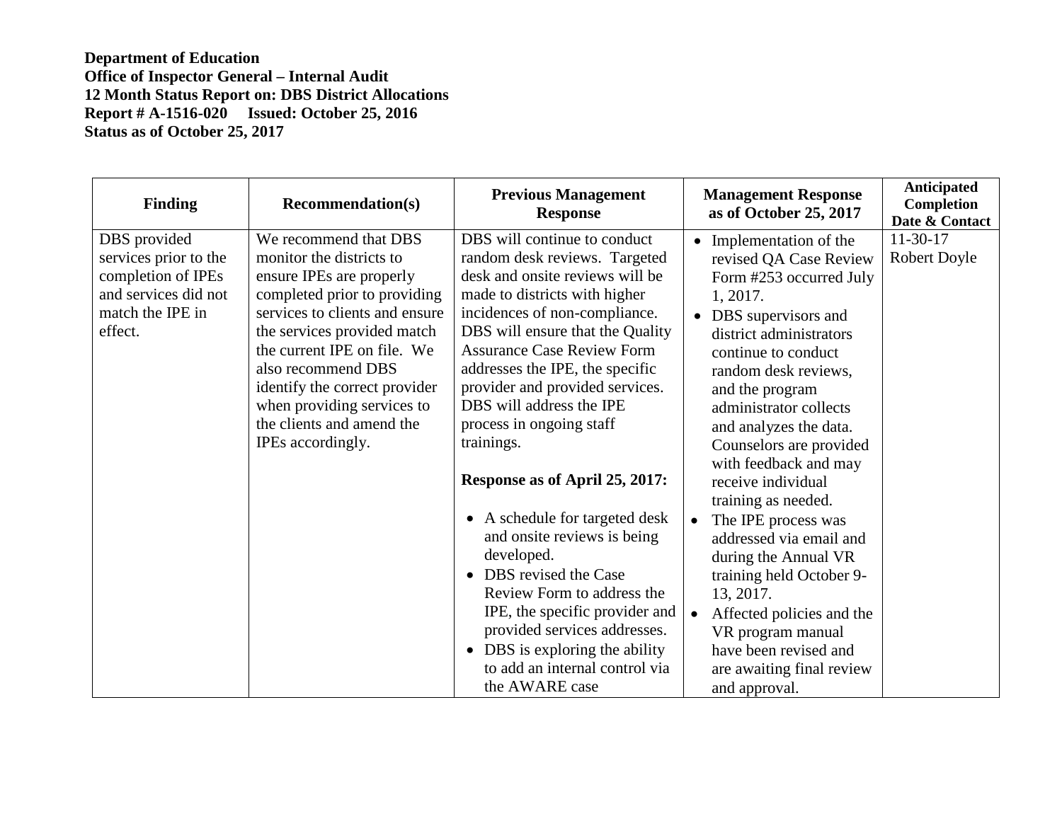**Department of Education**
**Office of Inspector General – Internal Audit**
**12 Month Status Report on: DBS District Allocations**
**Report # A-1516-020 Issued: October 25, 2016**
**Status as of October 25, 2017**

| Finding | Recommendation(s) | Previous Management Response | Management Response as of October 25, 2017 | Anticipated Completion Date & Contact |
|---|---|---|---|---|
| DBS provided services prior to the completion of IPEs and services did not match the IPE in effect. | We recommend that DBS monitor the districts to ensure IPEs are properly completed prior to providing services to clients and ensure the services provided match the current IPE on file. We also recommend DBS identify the correct provider when providing services to the clients and amend the IPEs accordingly. | DBS will continue to conduct random desk reviews. Targeted desk and onsite reviews will be made to districts with higher incidences of non-compliance. DBS will ensure that the Quality Assurance Case Review Form addresses the IPE, the specific provider and provided services. DBS will address the IPE process in ongoing staff trainings.<br><br>**Response as of April 25, 2017:**<br><br>• A schedule for targeted desk and onsite reviews is being developed.<br>• DBS revised the Case Review Form to address the IPE, the specific provider and provided services addresses.<br>• DBS is exploring the ability to add an internal control via the AWARE case | • Implementation of the revised QA Case Review Form #253 occurred July 1, 2017.<br>• DBS supervisors and district administrators continue to conduct random desk reviews, and the program administrator collects and analyzes the data. Counselors are provided with feedback and may receive individual training as needed.<br>• The IPE process was addressed via email and during the Annual VR training held October 9-13, 2017.<br>• Affected policies and the VR program manual have been revised and are awaiting final review and approval. | 11-30-17<br>Robert Doyle |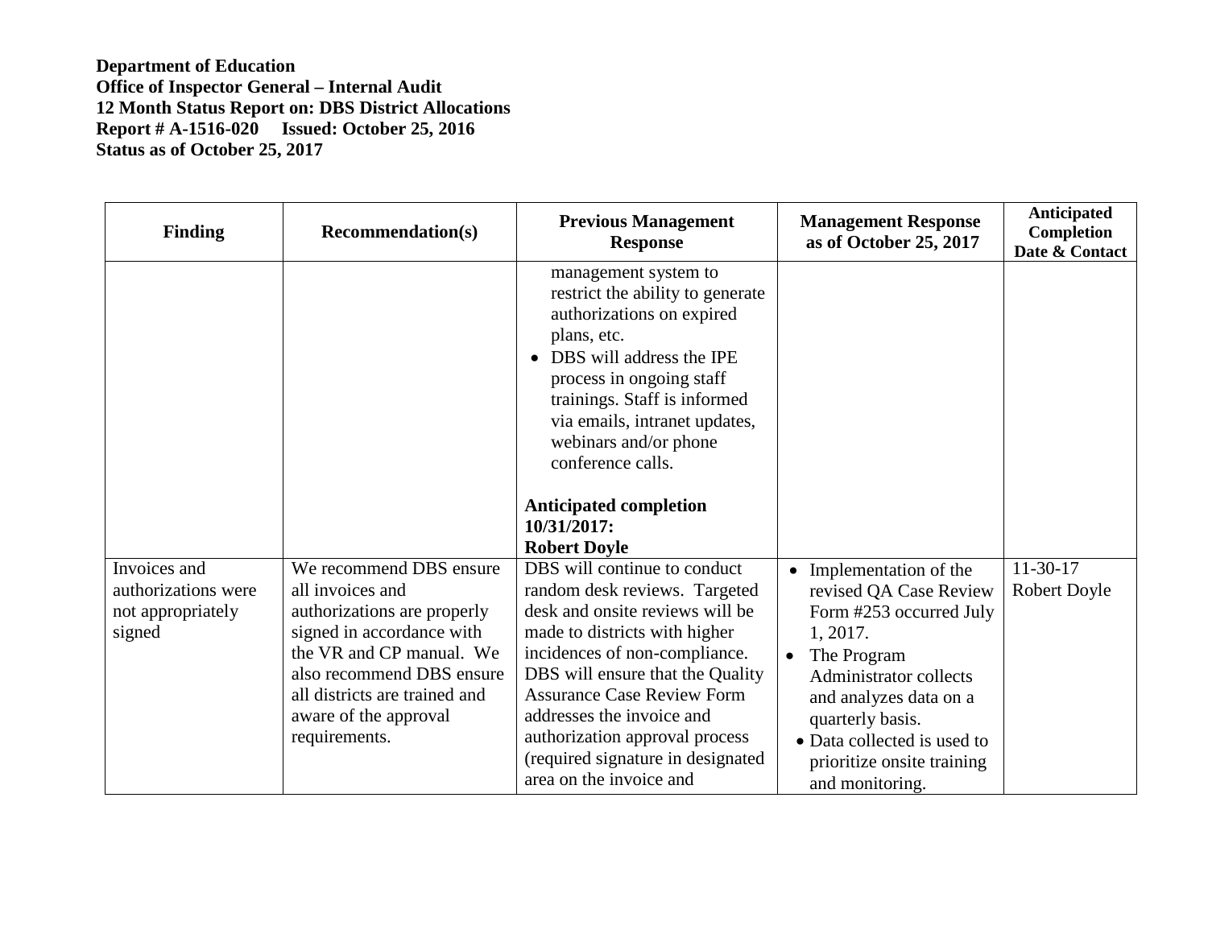**Department of Education**
**Office of Inspector General – Internal Audit**
**12 Month Status Report on: DBS District Allocations**
**Report # A-1516-020     Issued: October 25, 2016**
**Status as of October 25, 2017**

| Finding | Recommendation(s) | Previous Management Response | Management Response as of October 25, 2017 | Anticipated Completion Date & Contact |
|---|---|---|---|---|
| | | management system to restrict the ability to generate authorizations on expired plans, etc.<br>• DBS will address the IPE process in ongoing staff trainings. Staff is informed via emails, intranet updates, webinars and/or phone conference calls.<br><br>**Anticipated completion 10/31/2017: Robert Doyle** | | |
| Invoices and authorizations were not appropriately signed | We recommend DBS ensure all invoices and authorizations are properly signed in accordance with the VR and CP manual. We also recommend DBS ensure all districts are trained and aware of the approval requirements. | DBS will continue to conduct random desk reviews. Targeted desk and onsite reviews will be made to districts with higher incidences of non-compliance. DBS will ensure that the Quality Assurance Case Review Form addresses the invoice and authorization approval process (required signature in designated area on the invoice and | • Implementation of the revised QA Case Review Form #253 occurred July 1, 2017.<br>• The Program Administrator collects and analyzes data on a quarterly basis.<br>• Data collected is used to prioritize onsite training and monitoring. | 11-30-17<br>Robert Doyle |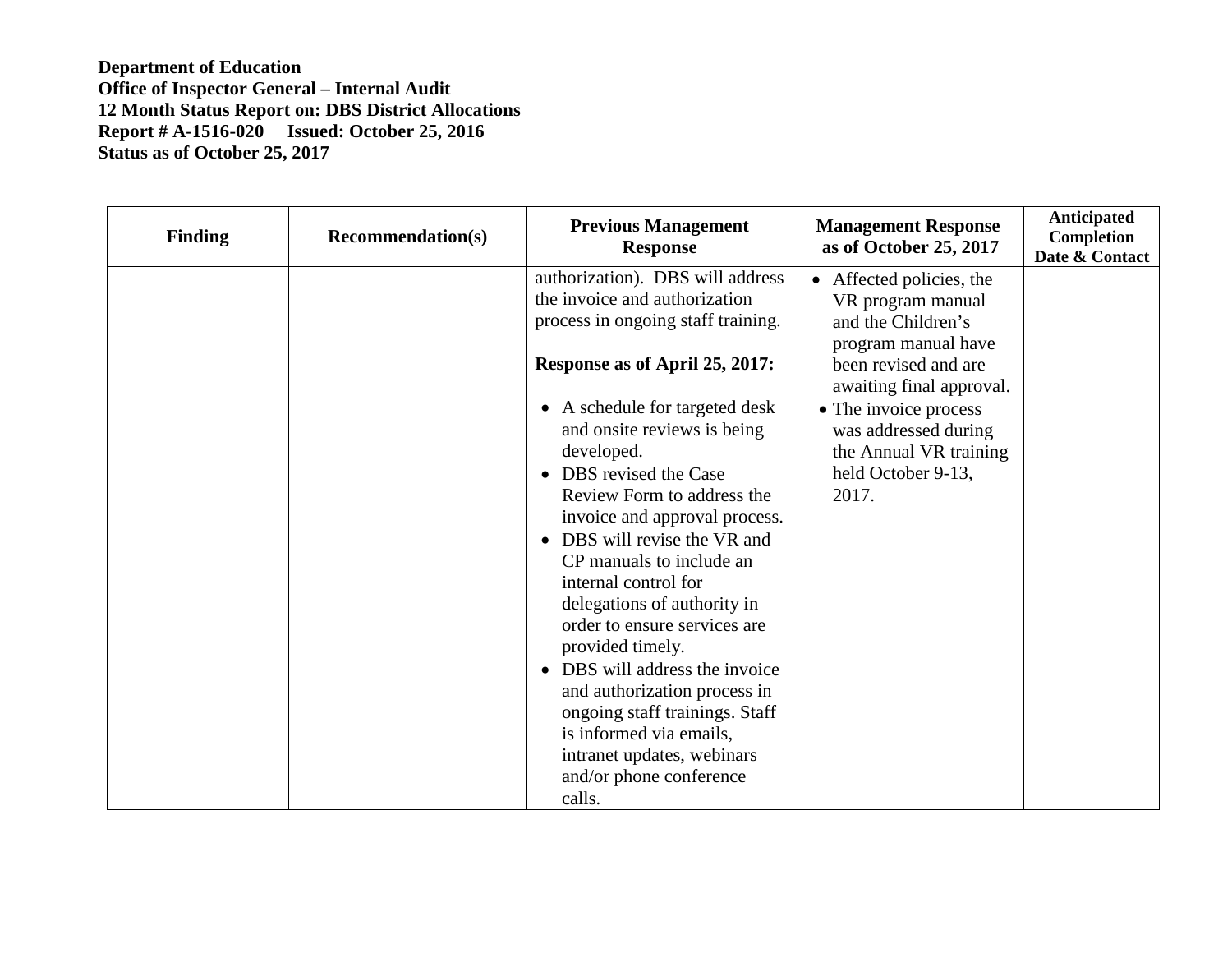**Department of Education**
**Office of Inspector General – Internal Audit**
**12 Month Status Report on: DBS District Allocations**
**Report # A-1516-020 Issued: October 25, 2016**
**Status as of October 25, 2017**

| Finding | Recommendation(s) | Previous Management Response | Management Response as of October 25, 2017 | Anticipated Completion Date & Contact |
|---|---|---|---|---|
| | | authorization). DBS will address the invoice and authorization process in ongoing staff training.<br><br>**Response as of April 25, 2017:**<br><br>• A schedule for targeted desk and onsite reviews is being developed.<br>• DBS revised the Case Review Form to address the invoice and approval process.<br>• DBS will revise the VR and CP manuals to include an internal control for delegations of authority in order to ensure services are provided timely.<br>• DBS will address the invoice and authorization process in ongoing staff trainings. Staff is informed via emails, intranet updates, webinars and/or phone conference calls. | • Affected policies, the VR program manual and the Children's program manual have been revised and are awaiting final approval.<br>• The invoice process was addressed during the Annual VR training held October 9-13, 2017. | |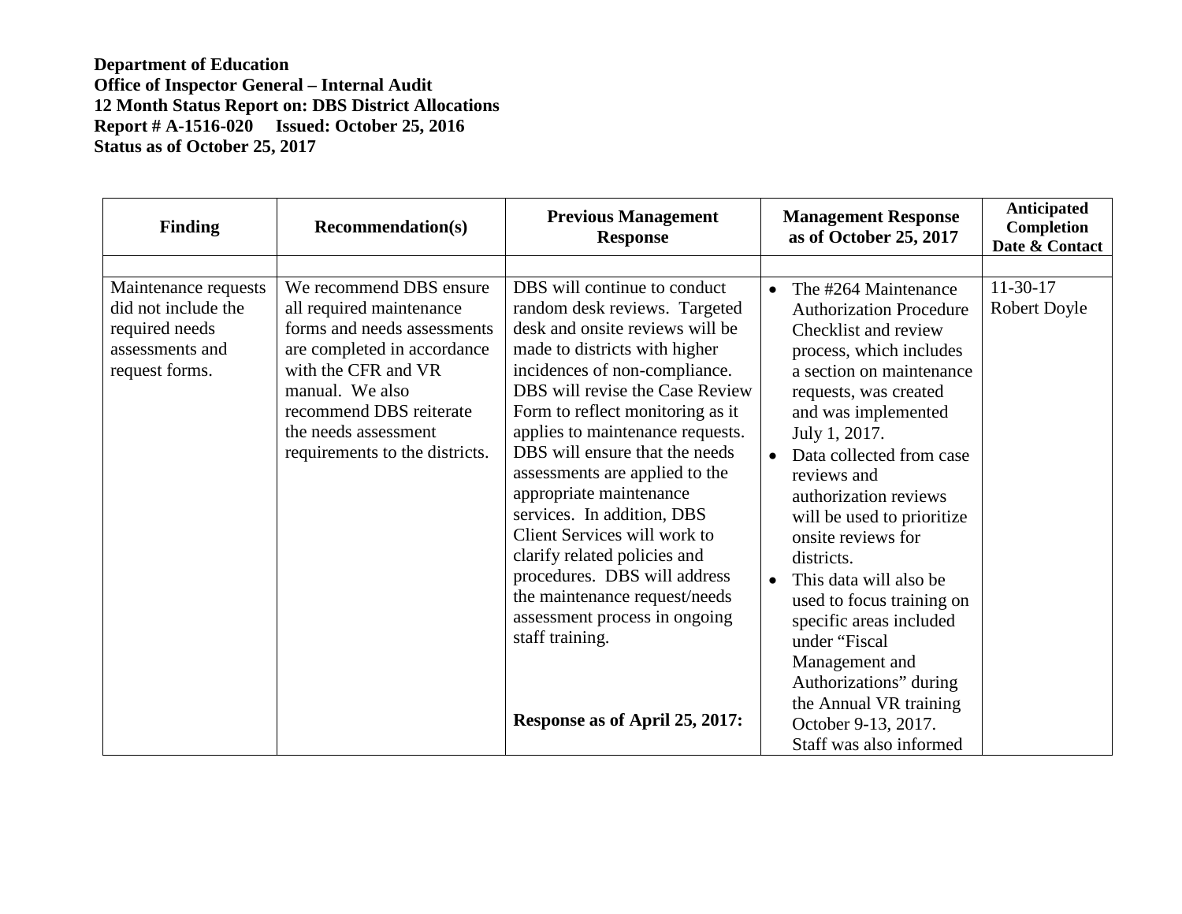**Department of Education**
**Office of Inspector General – Internal Audit**
**12 Month Status Report on: DBS District Allocations**
**Report # A-1516-020 Issued: October 25, 2016**
**Status as of October 25, 2017**

| Finding | Recommendation(s) | Previous Management Response | Management Response as of October 25, 2017 | Anticipated Completion Date & Contact |
|---|---|---|---|---|
| | | | | |
| Maintenance requests did not include the required needs assessments and request forms. | We recommend DBS ensure all required maintenance forms and needs assessments are completed in accordance with the CFR and VR manual. We also recommend DBS reiterate the needs assessment requirements to the districts. | DBS will continue to conduct random desk reviews. Targeted desk and onsite reviews will be made to districts with higher incidences of non-compliance. DBS will revise the Case Review Form to reflect monitoring as it applies to maintenance requests. DBS will ensure that the needs assessments are applied to the appropriate maintenance services. In addition, DBS Client Services will work to clarify related policies and procedures. DBS will address the maintenance request/needs assessment process in ongoing staff training.<br><br>**Response as of April 25, 2017:** | • The #264 Maintenance Authorization Procedure Checklist and review process, which includes a section on maintenance requests, was created and was implemented July 1, 2017.<br>• Data collected from case reviews and authorization reviews will be used to prioritize onsite reviews for districts.<br>• This data will also be used to focus training on specific areas included under "Fiscal Management and Authorizations" during the Annual VR training October 9-13, 2017. Staff was also informed | 11-30-17<br>Robert Doyle |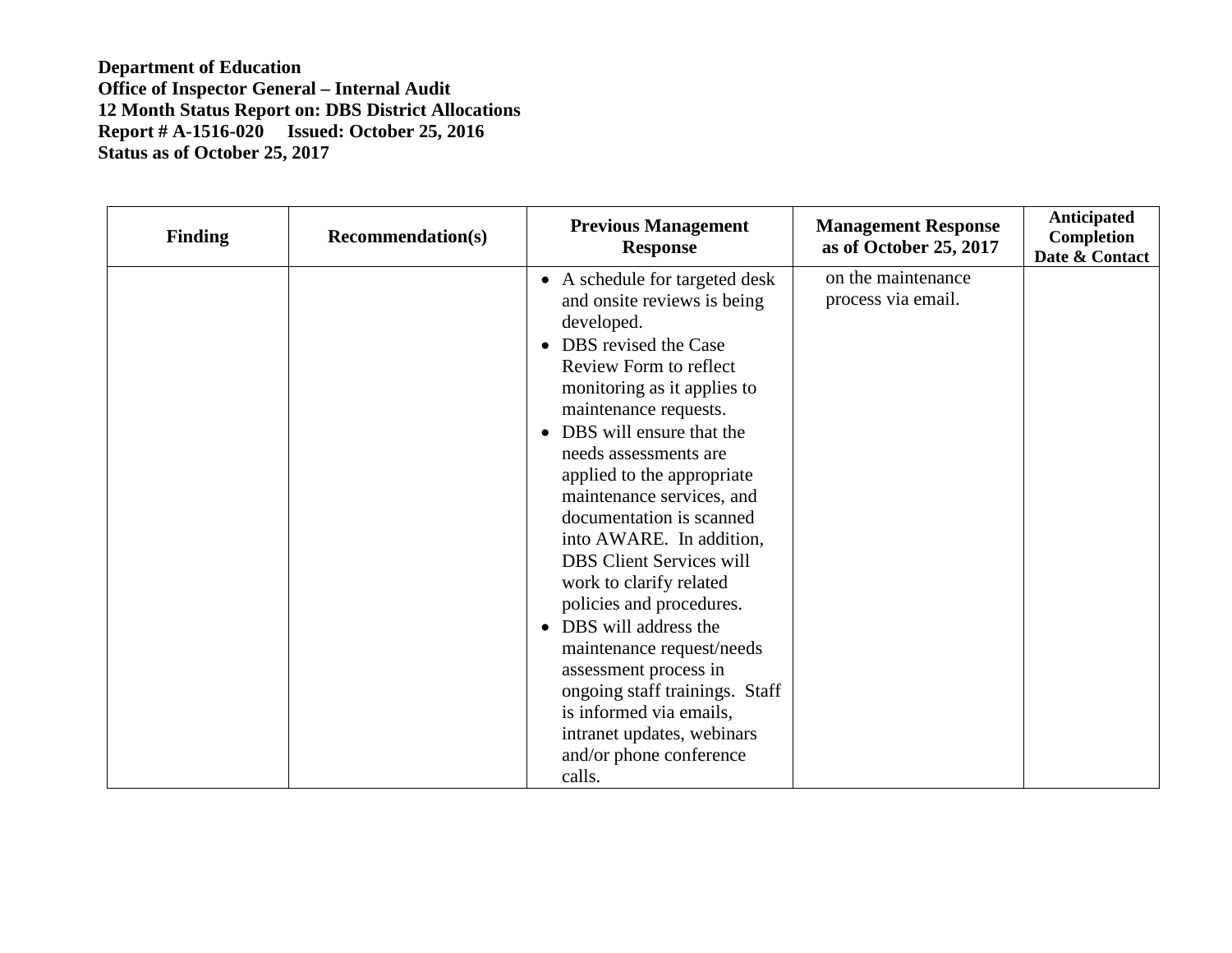**Department of Education**
**Office of Inspector General – Internal Audit**
**12 Month Status Report on: DBS District Allocations**
**Report # A-1516-020 Issued: October 25, 2016**
**Status as of October 25, 2017**

| Finding | Recommendation(s) | Previous Management Response | Management Response as of October 25, 2017 | Anticipated Completion Date & Contact |
|---|---|---|---|---|
| | | • A schedule for targeted desk and onsite reviews is being developed.<br>• DBS revised the Case Review Form to reflect monitoring as it applies to maintenance requests.<br>• DBS will ensure that the needs assessments are applied to the appropriate maintenance services, and documentation is scanned into AWARE. In addition, DBS Client Services will work to clarify related policies and procedures.<br>• DBS will address the maintenance request/needs assessment process in ongoing staff trainings. Staff is informed via emails, intranet updates, webinars and/or phone conference calls. | on the maintenance process via email. | |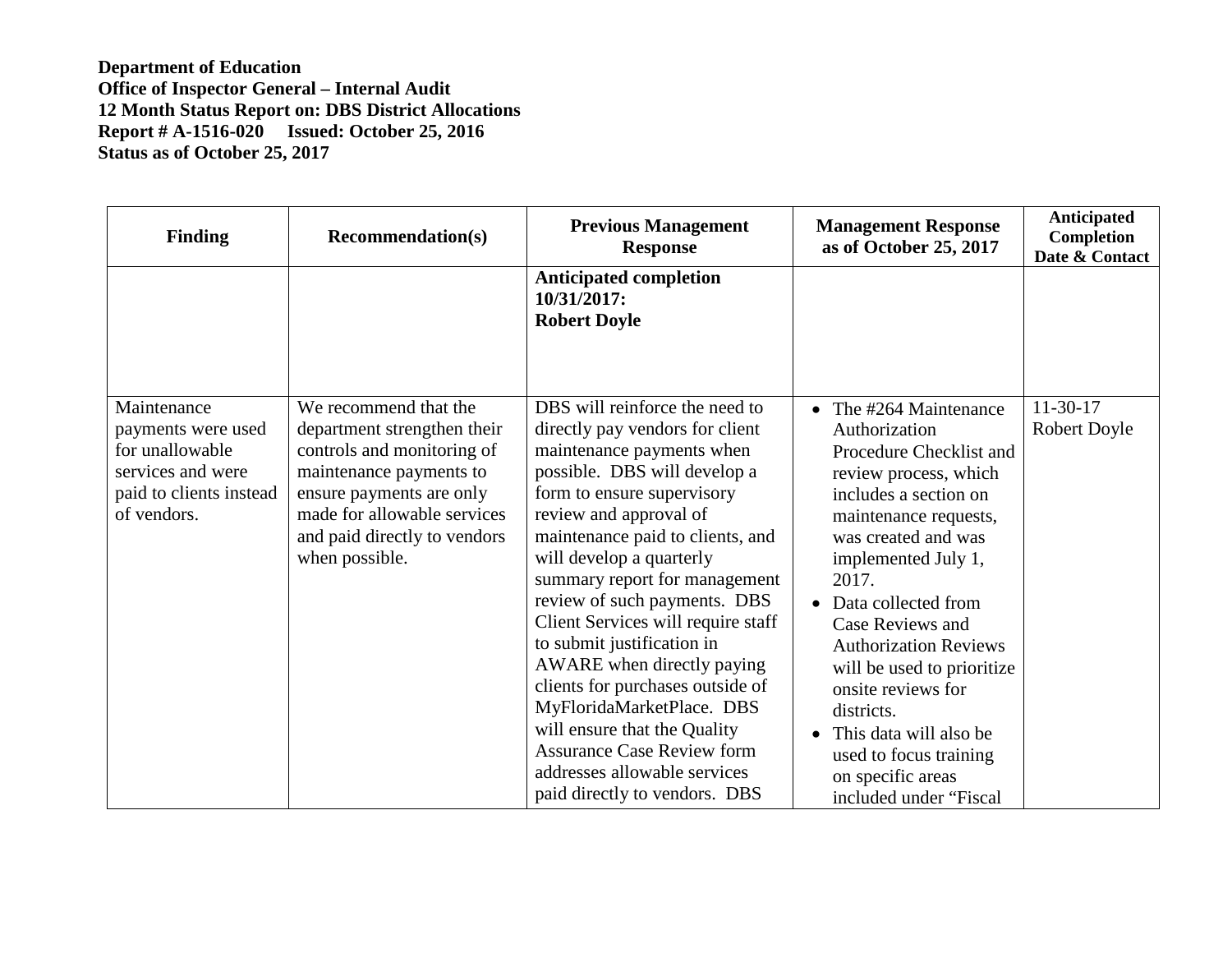**Department of Education**
**Office of Inspector General – Internal Audit**
**12 Month Status Report on: DBS District Allocations**
**Report # A-1516-020 Issued: October 25, 2016**
**Status as of October 25, 2017**

| Finding | Recommendation(s) | Previous Management Response | Management Response as of October 25, 2017 | Anticipated Completion Date & Contact |
|---|---|---|---|---|
| | | **Anticipated completion 10/31/2017: Robert Doyle** | | |
| Maintenance payments were used for unallowable services and were paid to clients instead of vendors. | We recommend that the department strengthen their controls and monitoring of maintenance payments to ensure payments are only made for allowable services and paid directly to vendors when possible. | DBS will reinforce the need to directly pay vendors for client maintenance payments when possible. DBS will develop a form to ensure supervisory review and approval of maintenance paid to clients, and will develop a quarterly summary report for management review of such payments. DBS Client Services will require staff to submit justification in AWARE when directly paying clients for purchases outside of MyFloridaMarketPlace. DBS will ensure that the Quality Assurance Case Review form addresses allowable services paid directly to vendors. DBS | • The #264 Maintenance Authorization Procedure Checklist and review process, which includes a section on maintenance requests, was created and was implemented July 1, 2017.<br>• Data collected from Case Reviews and Authorization Reviews will be used to prioritize onsite reviews for districts.<br>• This data will also be used to focus training on specific areas included under "Fiscal | 11-30-17 Robert Doyle |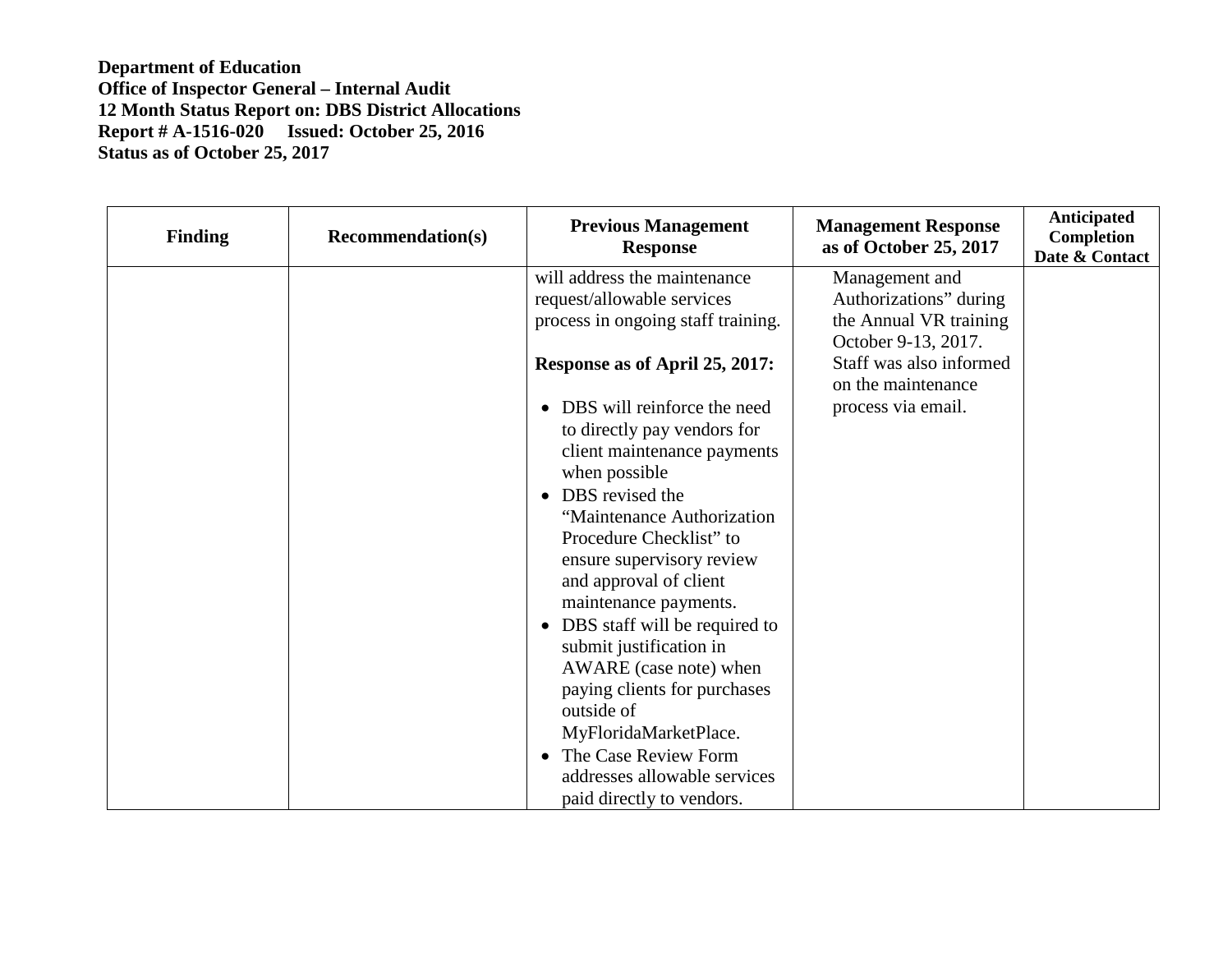**Department of Education**
**Office of Inspector General – Internal Audit**
**12 Month Status Report on: DBS District Allocations**
**Report # A-1516-020 Issued: October 25, 2016**
**Status as of October 25, 2017**

| Finding | Recommendation(s) | Previous Management Response | Management Response as of October 25, 2017 | Anticipated Completion Date & Contact |
|---|---|---|---|---|
| | | will address the maintenance request/allowable services process in ongoing staff training.<br><br>**Response as of April 25, 2017:**<br><br>• DBS will reinforce the need to directly pay vendors for client maintenance payments when possible<br>• DBS revised the "Maintenance Authorization Procedure Checklist" to ensure supervisory review and approval of client maintenance payments.<br>• DBS staff will be required to submit justification in AWARE (case note) when paying clients for purchases outside of MyFloridaMarketPlace.<br>• The Case Review Form addresses allowable services paid directly to vendors. | Management and Authorizations" during the Annual VR training October 9-13, 2017. Staff was also informed on the maintenance process via email. | |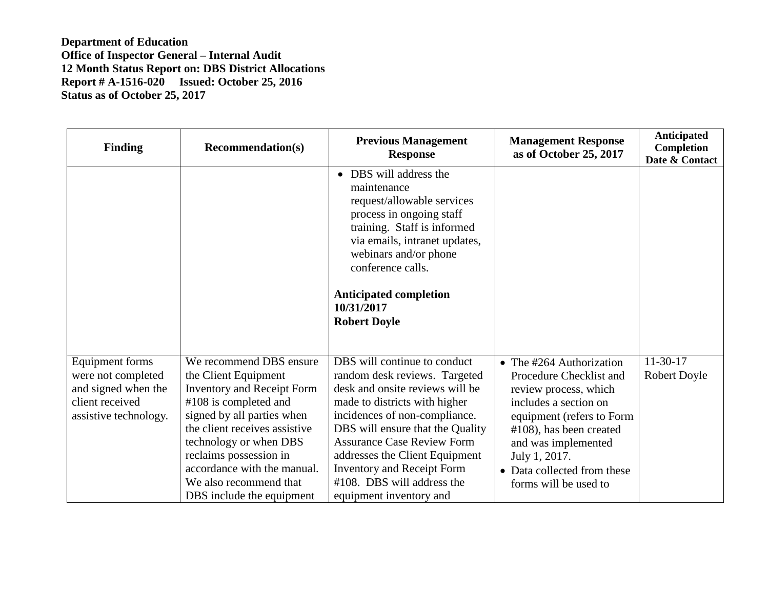**Department of Education**
**Office of Inspector General – Internal Audit**
**12 Month Status Report on: DBS District Allocations**
**Report # A-1516-020 Issued: October 25, 2016**
**Status as of October 25, 2017**

| Finding | Recommendation(s) | Previous Management Response | Management Response as of October 25, 2017 | Anticipated Completion Date & Contact |
|---|---|---|---|---|
| | | • DBS will address the maintenance request/allowable services process in ongoing staff training. Staff is informed via emails, intranet updates, webinars and/or phone conference calls.<br><br>**Anticipated completion 10/31/2017**<br>**Robert Doyle** | | |
| Equipment forms were not completed and signed when the client received assistive technology. | We recommend DBS ensure the Client Equipment Inventory and Receipt Form #108 is completed and signed by all parties when the client receives assistive technology or when DBS reclaims possession in accordance with the manual. We also recommend that DBS include the equipment | DBS will continue to conduct random desk reviews. Targeted desk and onsite reviews will be made to districts with higher incidences of non-compliance. DBS will ensure that the Quality Assurance Case Review Form addresses the Client Equipment Inventory and Receipt Form #108. DBS will address the equipment inventory and | • The #264 Authorization Procedure Checklist and review process, which includes a section on equipment (refers to Form #108), has been created and was implemented July 1, 2017.<br>• Data collected from these forms will be used to | 11-30-17<br>Robert Doyle |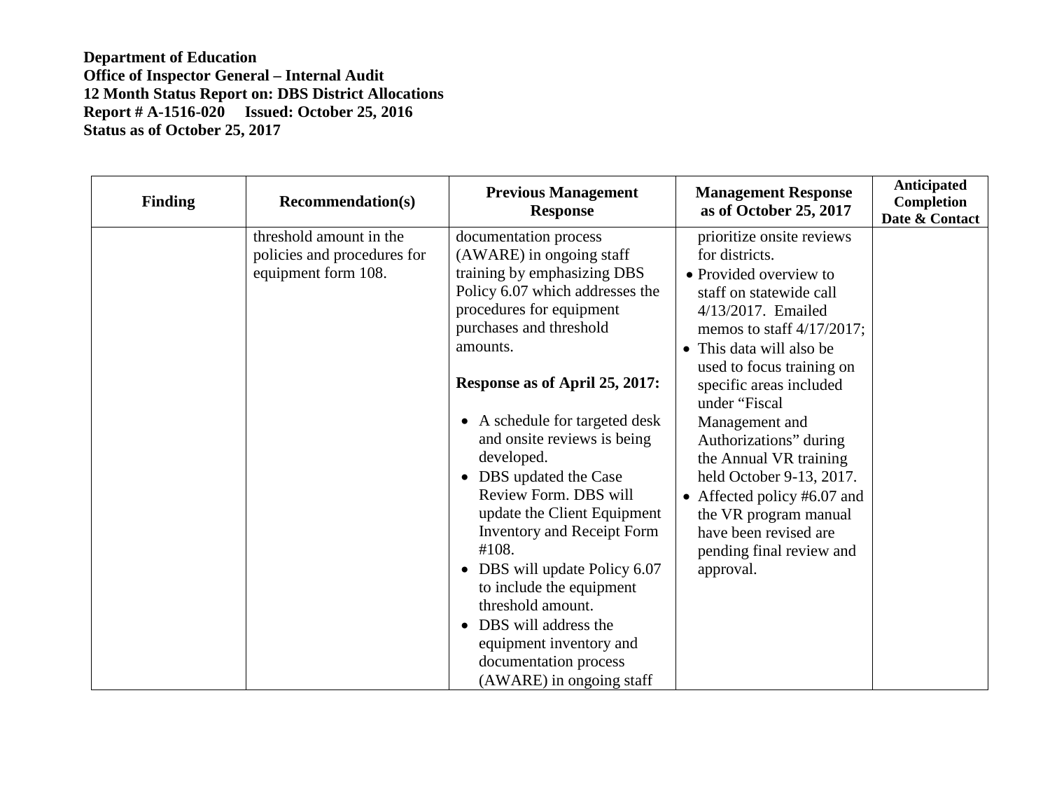**Department of Education**
**Office of Inspector General – Internal Audit**
**12 Month Status Report on: DBS District Allocations**
**Report # A-1516-020 Issued: October 25, 2016**
**Status as of October 25, 2017**

| Finding | Recommendation(s) | Previous Management Response | Management Response as of October 25, 2017 | Anticipated Completion Date & Contact |
|---|---|---|---|---|
| | threshold amount in the policies and procedures for equipment form 108. | documentation process (AWARE) in ongoing staff training by emphasizing DBS Policy 6.07 which addresses the procedures for equipment purchases and threshold amounts.<br><br>**Response as of April 25, 2017:**<br><br>• A schedule for targeted desk and onsite reviews is being developed.<br>• DBS updated the Case Review Form. DBS will update the Client Equipment Inventory and Receipt Form #108.<br>• DBS will update Policy 6.07 to include the equipment threshold amount.<br>• DBS will address the equipment inventory and documentation process (AWARE) in ongoing staff | prioritize onsite reviews for districts.<br>• Provided overview to staff on statewide call 4/13/2017. Emailed memos to staff 4/17/2017;<br>• This data will also be used to focus training on specific areas included under "Fiscal Management and Authorizations" during the Annual VR training held October 9-13, 2017.<br>• Affected policy #6.07 and the VR program manual have been revised are pending final review and approval. | |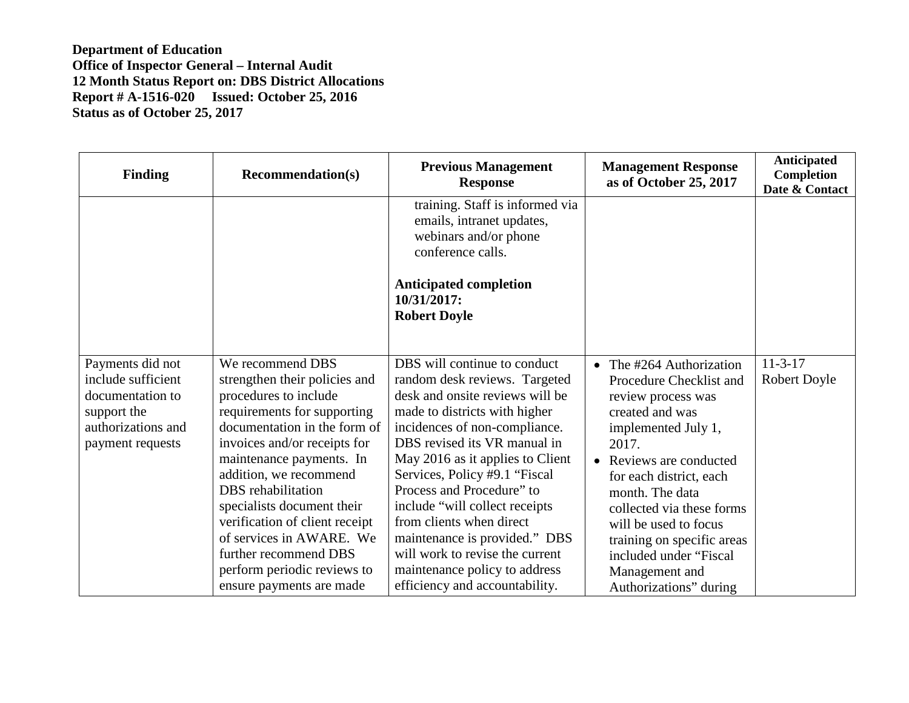**Department of Education**
**Office of Inspector General – Internal Audit**
**12 Month Status Report on: DBS District Allocations**
**Report # A-1516-020 Issued: October 25, 2016**
**Status as of October 25, 2017**

| Finding | Recommendation(s) | Previous Management Response | Management Response as of October 25, 2017 | Anticipated Completion Date & Contact |
|---|---|---|---|---|
| | | training. Staff is informed via emails, intranet updates, webinars and/or phone conference calls.<br><br>**Anticipated completion 10/31/2017: Robert Doyle** | | |
| Payments did not include sufficient documentation to support the authorizations and payment requests | We recommend DBS strengthen their policies and procedures to include requirements for supporting documentation in the form of invoices and/or receipts for maintenance payments. In addition, we recommend DBS rehabilitation specialists document their verification of client receipt of services in AWARE. We further recommend DBS perform periodic reviews to ensure payments are made | DBS will continue to conduct random desk reviews. Targeted desk and onsite reviews will be made to districts with higher incidences of non-compliance. DBS revised its VR manual in May 2016 as it applies to Client Services, Policy #9.1 "Fiscal Process and Procedure" to include "will collect receipts from clients when direct maintenance is provided." DBS will work to revise the current maintenance policy to address efficiency and accountability. | • The #264 Authorization Procedure Checklist and review process was created and was implemented July 1, 2017.<br>• Reviews are conducted for each district, each month. The data collected via these forms will be used to focus training on specific areas included under "Fiscal Management and Authorizations" during | 11-3-17<br>Robert Doyle |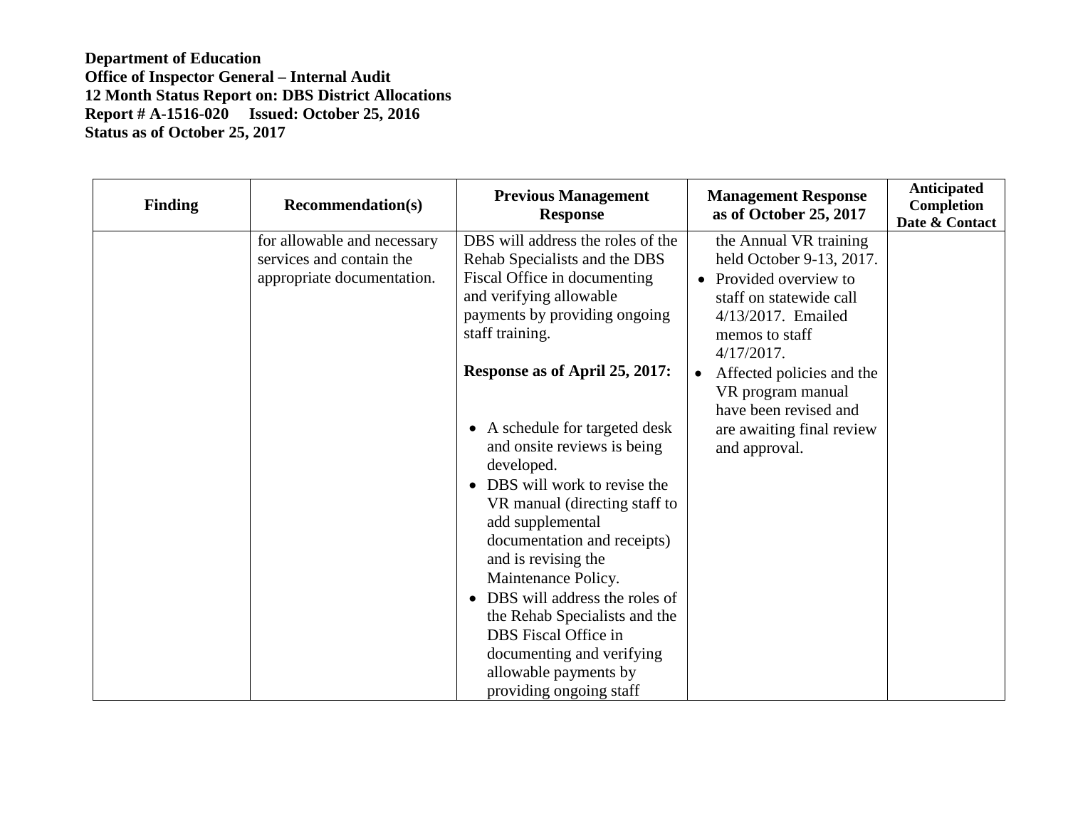**Department of Education**
**Office of Inspector General – Internal Audit**
**12 Month Status Report on: DBS District Allocations**
**Report # A-1516-020 Issued: October 25, 2016**
**Status as of October 25, 2017**

| Finding | Recommendation(s) | Previous Management Response | Management Response as of October 25, 2017 | Anticipated Completion Date & Contact |
|---|---|---|---|---|
| | for allowable and necessary services and contain the appropriate documentation. | DBS will address the roles of the Rehab Specialists and the DBS Fiscal Office in documenting and verifying allowable payments by providing ongoing staff training.<br><br>**Response as of April 25, 2017:**<br><br>• A schedule for targeted desk and onsite reviews is being developed.<br>• DBS will work to revise the VR manual (directing staff to add supplemental documentation and receipts) and is revising the Maintenance Policy.<br>• DBS will address the roles of the Rehab Specialists and the DBS Fiscal Office in documenting and verifying allowable payments by providing ongoing staff | the Annual VR training held October 9-13, 2017.<br>• Provided overview to staff on statewide call 4/13/2017. Emailed memos to staff 4/17/2017.<br>• Affected policies and the VR program manual have been revised and are awaiting final review and approval. | |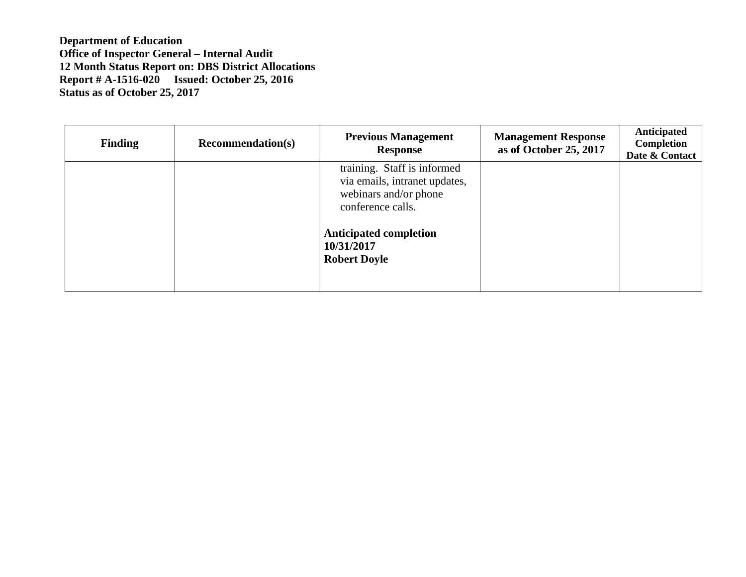**Department of Education**
**Office of Inspector General – Internal Audit**
**12 Month Status Report on: DBS District Allocations**
**Report # A-1516-020 Issued: October 25, 2016**
**Status as of October 25, 2017**

| Finding | Recommendation(s) | Previous Management Response | Management Response as of October 25, 2017 | Anticipated Completion Date & Contact |
|---|---|---|---|---|
| | | training. Staff is informed via emails, intranet updates, webinars and/or phone conference calls.<br><br>**Anticipated completion 10/31/2017**<br>**Robert Doyle** | | |